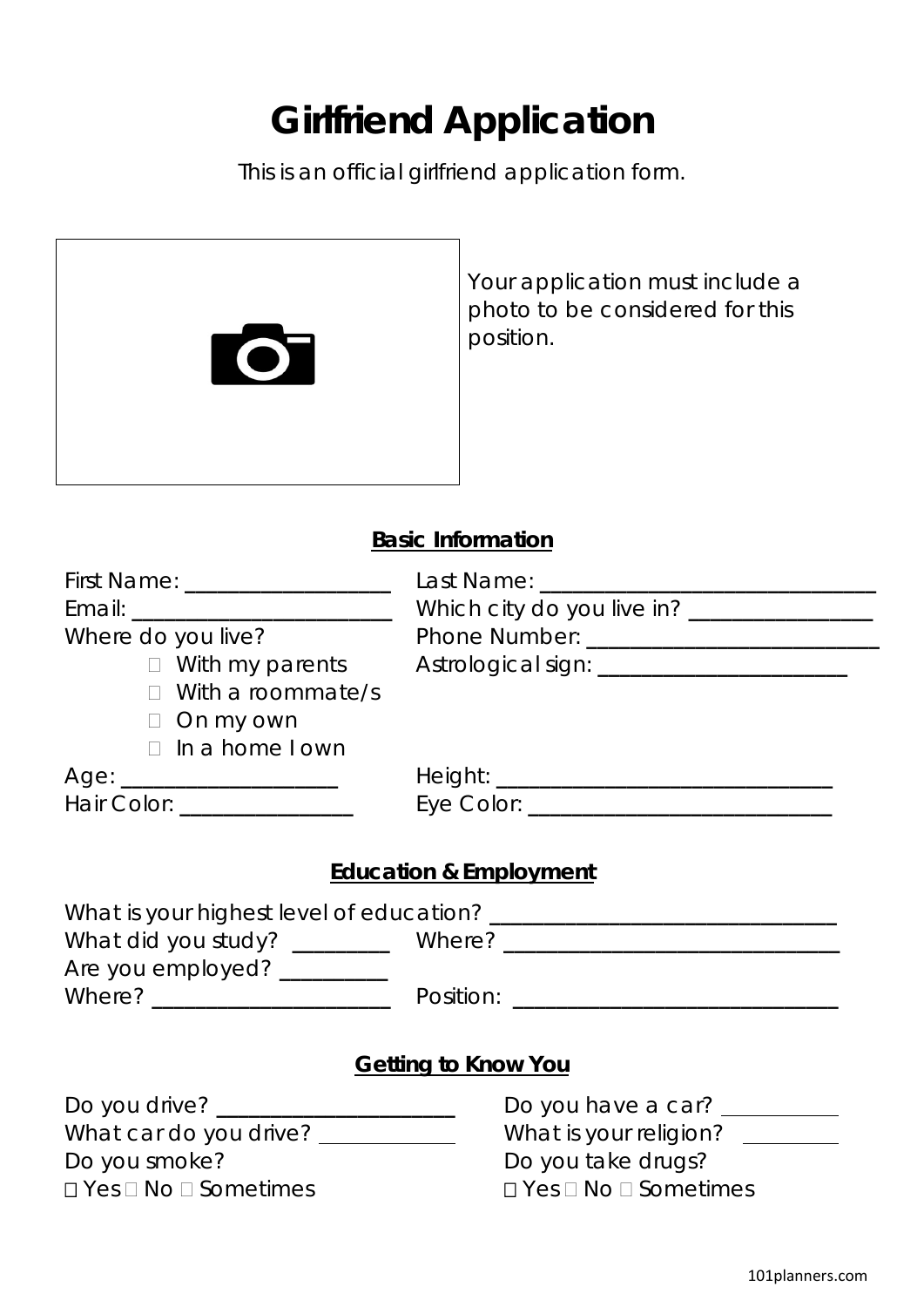# Girlfriend Application

This is an official girlfriend application form.

Your application must include a photo to be considered for this position.

## Basic Information

First Name: ____________________

Last Name: ______________________________

Email: ________________________

Which city do you live in? ________________

Where do you live?

- ☐ With my parents
- ☐ With a roommate/s
- ☐ On my own
- ☐ In a home I own

Phone Number: __________________________

Astrological sign: ______________________

Age: ____________________

Height: ______________________________

Hair Color: ________________

Eye Color: ___________________________

## Education & Employment

What is your highest level of education? ______________________________

What did you study? _________

Where? ______________________________

Are you employed? _________

Where? ______________________

Position: ____________________________

## Getting to Know You

Do you drive? ____________________

Do you have a car? __________

What car do you drive? ____________

What is your religion? _________

Do you smoke?

☐ Yes ☐ No ☐ Sometimes

Do you take drugs?

☐ Yes ☐ No ☐ Sometimes

101planners.com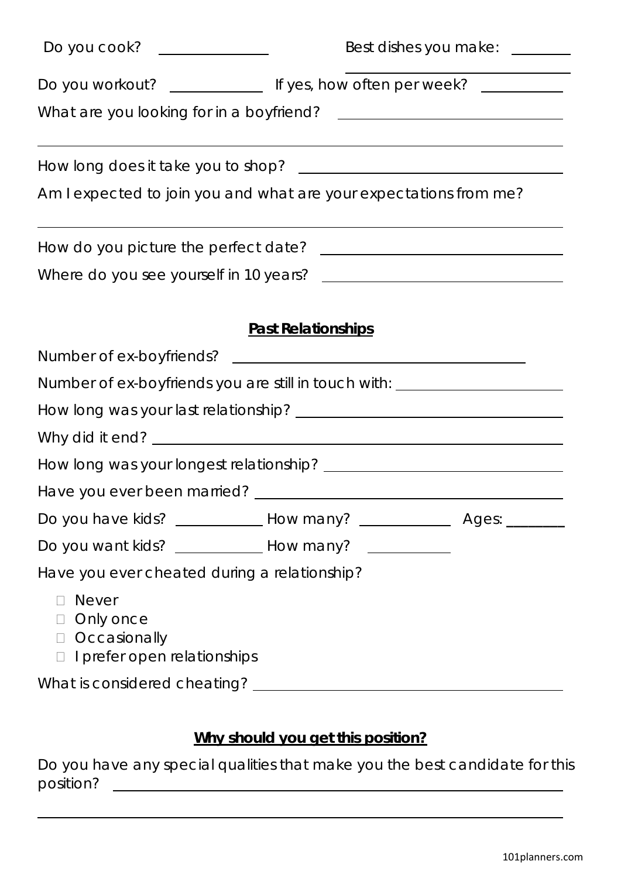Do you cook? \_\_\_\_\_\_\_\_\_\_\_\_\_\_ Best dishes you make: \_\_\_\_\_\_\_\_

Do you workout? \_\_\_\_\_\_\_\_\_\_\_\_ If yes, how often per week? \_\_\_\_\_\_\_\_\_\_

What are you looking for in a boyfriend? \_\_\_\_\_\_\_\_\_\_\_\_\_\_\_\_\_\_\_\_\_\_\_\_\_\_\_\_

How long does it take you to shop? \_\_\_\_\_\_\_\_\_\_\_\_\_\_\_\_\_\_\_\_\_\_\_\_\_\_\_\_\_\_

Am I expected to join you and what are your expectations from me?

How do you picture the perfect date? \_\_\_\_\_\_\_\_\_\_\_\_\_\_\_\_\_\_\_\_\_\_\_\_\_\_\_\_

Where do you see yourself in 10 years? \_\_\_\_\_\_\_\_\_\_\_\_\_\_\_\_\_\_\_\_\_\_\_\_\_\_\_\_

## Past Relationships

Number of ex-boyfriends? \_\_\_\_\_\_\_\_\_\_\_\_\_\_\_\_\_\_\_\_\_\_\_\_\_\_\_\_\_\_\_\_\_\_\_\_

Number of ex-boyfriends you are still in touch with: \_\_\_\_\_\_\_\_\_\_\_\_\_\_\_\_\_\_\_\_

How long was your last relationship? \_\_\_\_\_\_\_\_\_\_\_\_\_\_\_\_\_\_\_\_\_\_\_\_\_\_\_\_\_\_\_\_

Why did it end? \_\_\_\_\_\_\_\_\_\_\_\_\_\_\_\_\_\_\_\_\_\_\_\_\_\_\_\_\_\_\_\_\_\_\_\_\_\_\_\_\_\_\_\_\_\_\_\_

How long was your longest relationship? \_\_\_\_\_\_\_\_\_\_\_\_\_\_\_\_\_\_\_\_\_\_\_\_\_\_\_\_\_\_

Have you ever been married? \_\_\_\_\_\_\_\_\_\_\_\_\_\_\_\_\_\_\_\_\_\_\_\_\_\_\_\_\_\_\_\_\_\_\_\_\_\_\_

Do you have kids? \_\_\_\_\_\_\_\_\_\_\_ How many? \_\_\_\_\_\_\_\_\_\_\_\_ Ages: \_\_\_\_\_\_\_\_

Do you want kids? \_\_\_\_\_\_\_\_\_\_\_ How many? \_\_\_\_\_\_\_\_\_\_

Have you ever cheated during a relationship?

- ☐ Never
- ☐ Only once
- ☐ Occasionally
- ☐ I prefer open relationships

What is considered cheating? \_\_\_\_\_\_\_\_\_\_\_\_\_\_\_\_\_\_\_\_\_\_\_\_\_\_\_\_\_\_\_\_\_\_\_\_\_\_\_\_

## Why should you get this position?

Do you have any special qualities that make you the best candidate for this position? \_\_\_\_\_\_\_\_\_\_\_\_\_\_\_\_\_\_\_\_\_\_\_\_\_\_\_\_\_\_\_\_\_\_\_\_\_\_\_\_\_\_\_\_\_\_\_\_\_\_\_\_\_\_\_\_\_\_

101planners.com